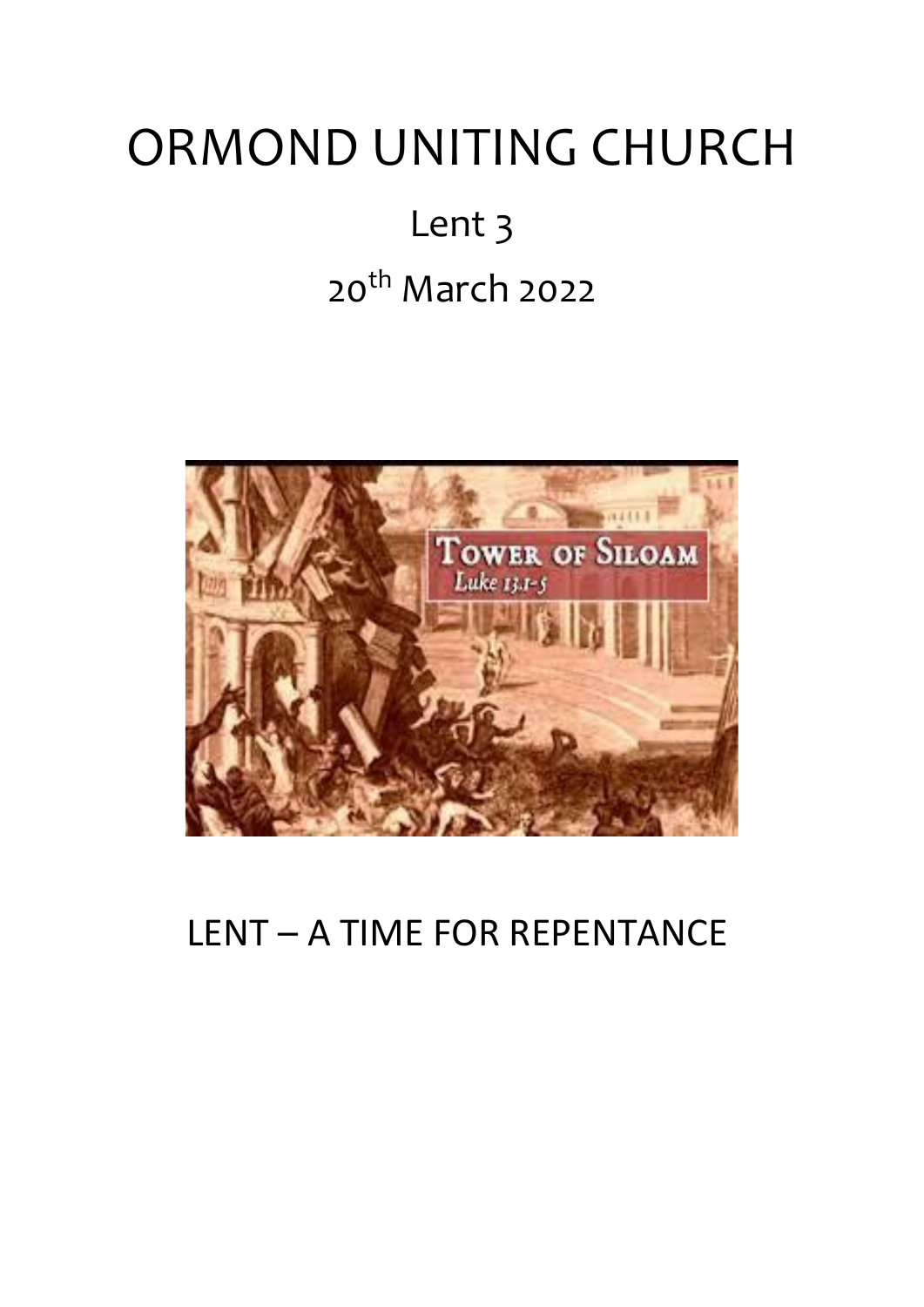# ORMOND UNITING CHURCH

## Lent 3

## 20th March 2022

## LENT – A TIME FOR REPENTANCE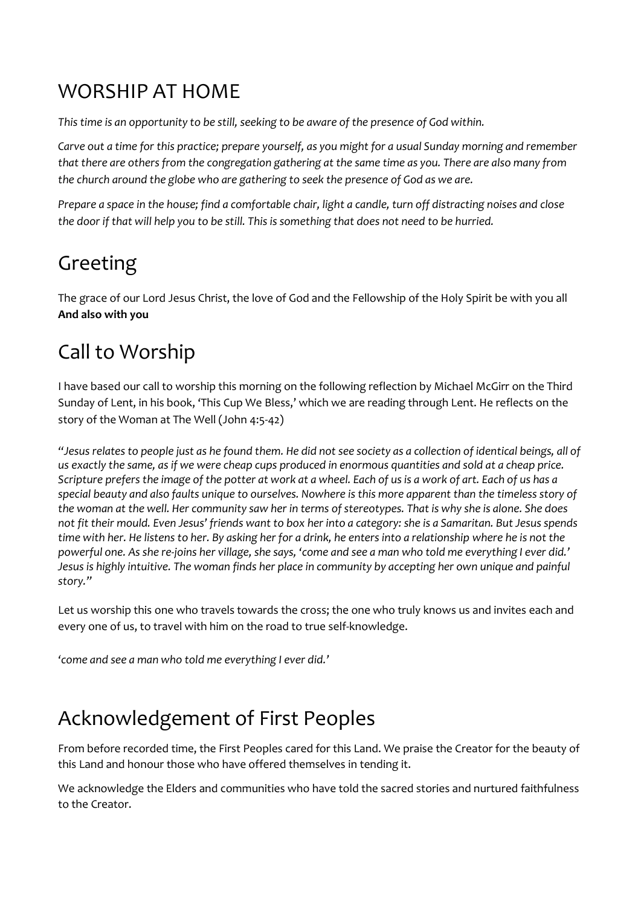# WORSHIP AT HOME

*This time is an opportunity to be still, seeking to be aware of the presence of God within.*

*Carve out a time for this practice; prepare yourself, as you might for a usual Sunday morning and remember that there are others from the congregation gathering at the same time as you. There are also many from the church around the globe who are gathering to seek the presence of God as we are.*

*Prepare a space in the house; find a comfortable chair, light a candle, turn off distracting noises and close the door if that will help you to be still. This is something that does not need to be hurried.*

# Greeting

The grace of our Lord Jesus Christ, the love of God and the Fellowship of the Holy Spirit be with you all
**And also with you**

# Call to Worship

I have based our call to worship this morning on the following reflection by Michael McGirr on the Third Sunday of Lent, in his book, 'This Cup We Bless,' which we are reading through Lent. He reflects on the story of the Woman at The Well (John 4:5-42)

*"Jesus relates to people just as he found them. He did not see society as a collection of identical beings, all of us exactly the same, as if we were cheap cups produced in enormous quantities and sold at a cheap price. Scripture prefers the image of the potter at work at a wheel. Each of us is a work of art. Each of us has a special beauty and also faults unique to ourselves. Nowhere is this more apparent than the timeless story of the woman at the well. Her community saw her in terms of stereotypes. That is why she is alone. She does not fit their mould. Even Jesus' friends want to box her into a category: she is a Samaritan. But Jesus spends time with her. He listens to her. By asking her for a drink, he enters into a relationship where he is not the powerful one. As she re-joins her village, she says, 'come and see a man who told me everything I ever did.' Jesus is highly intuitive. The woman finds her place in community by accepting her own unique and painful story."*

Let us worship this one who travels towards the cross; the one who truly knows us and invites each and every one of us, to travel with him on the road to true self-knowledge.

*'come and see a man who told me everything I ever did.'*

# Acknowledgement of First Peoples

From before recorded time, the First Peoples cared for this Land. We praise the Creator for the beauty of this Land and honour those who have offered themselves in tending it.

We acknowledge the Elders and communities who have told the sacred stories and nurtured faithfulness to the Creator.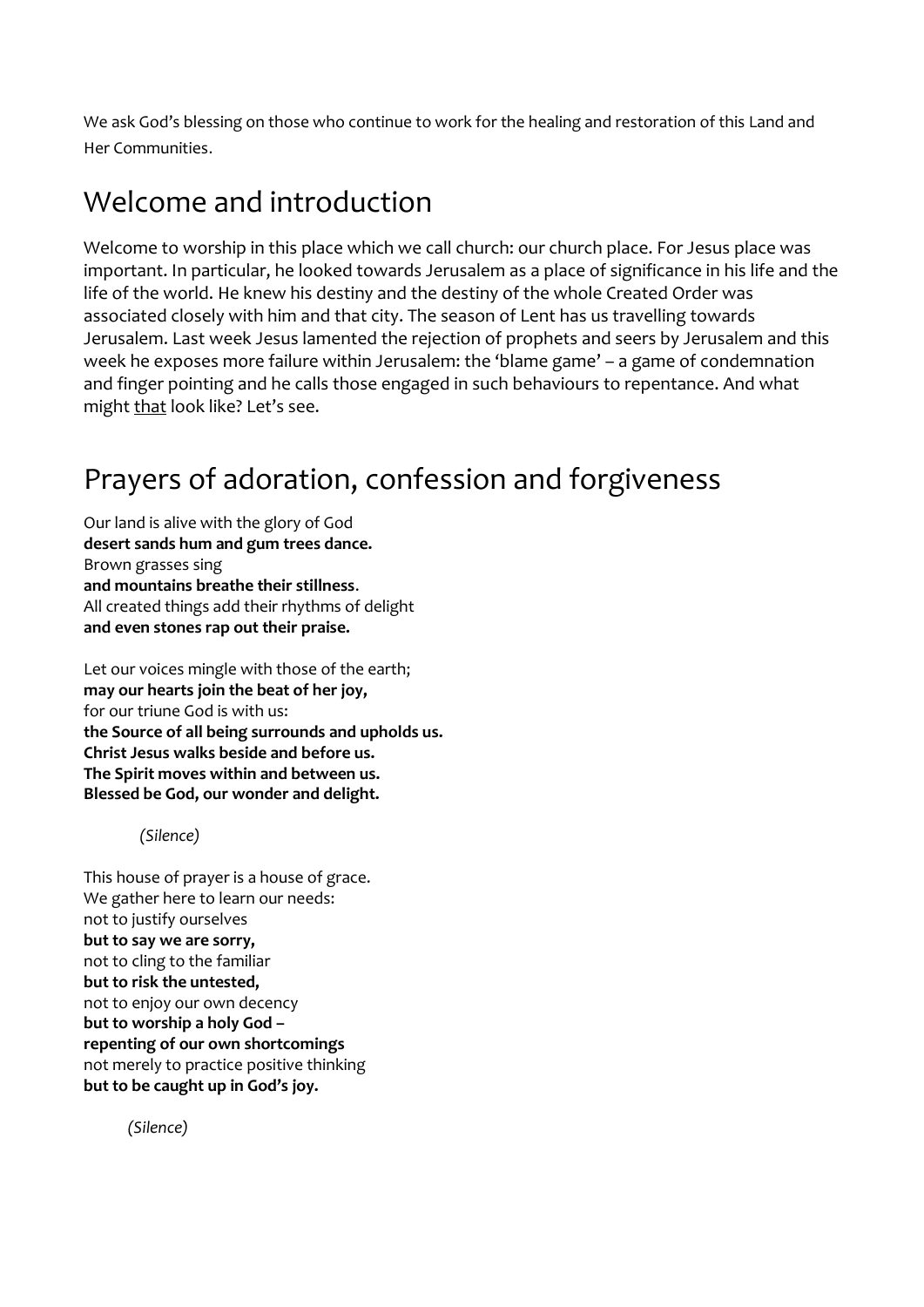We ask God's blessing on those who continue to work for the healing and restoration of this Land and Her Communities.

## Welcome and introduction

Welcome to worship in this place which we call church: our church place. For Jesus place was important. In particular, he looked towards Jerusalem as a place of significance in his life and the life of the world. He knew his destiny and the destiny of the whole Created Order was associated closely with him and that city. The season of Lent has us travelling towards Jerusalem. Last week Jesus lamented the rejection of prophets and seers by Jerusalem and this week he exposes more failure within Jerusalem: the 'blame game' – a game of condemnation and finger pointing and he calls those engaged in such behaviours to repentance. And what might <u>that</u> look like? Let's see.

## Prayers of adoration, confession and forgiveness

Our land is alive with the glory of God
**desert sands hum and gum trees dance.**
Brown grasses sing
**and mountains breathe their stillness**.
All created things add their rhythms of delight
**and even stones rap out their praise.**

Let our voices mingle with those of the earth;
**may our hearts join the beat of her joy,**
for our triune God is with us:
**the Source of all being surrounds and upholds us.**
**Christ Jesus walks beside and before us.**
**The Spirit moves within and between us.**
**Blessed be God, our wonder and delight.**

*(Silence)*

This house of prayer is a house of grace.
We gather here to learn our needs:
not to justify ourselves
**but to say we are sorry,**
not to cling to the familiar
**but to risk the untested,**
not to enjoy our own decency
**but to worship a holy God –**
**repenting of our own shortcomings**
not merely to practice positive thinking
**but to be caught up in God's joy.**

*(Silence)*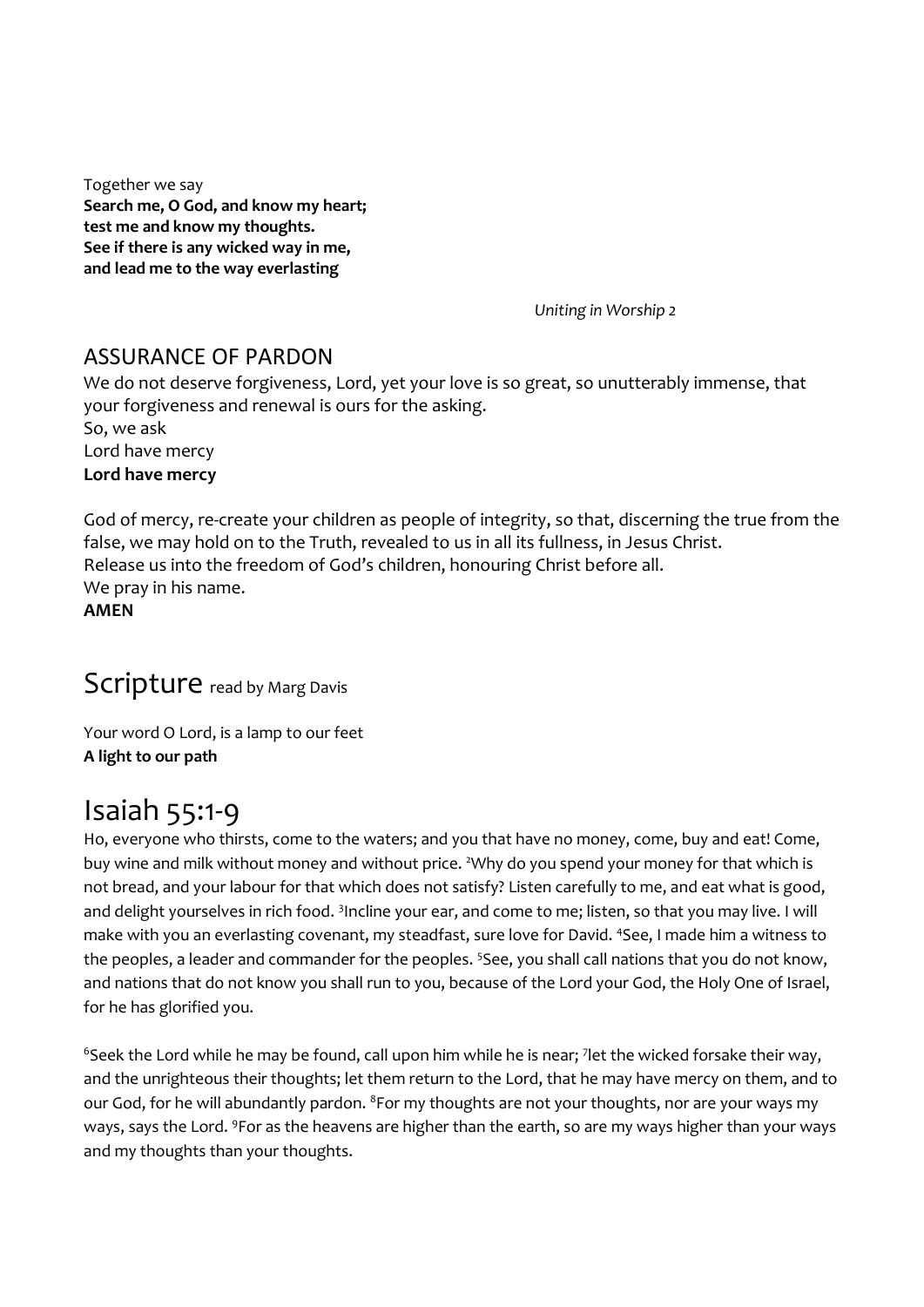Together we say
**Search me, O God, and know my heart;**
**test me and know my thoughts.**
**See if there is any wicked way in me,**
**and lead me to the way everlasting**

*Uniting in Worship 2*

## ASSURANCE OF PARDON

We do not deserve forgiveness, Lord, yet your love is so great, so unutterably immense, that your forgiveness and renewal is ours for the asking.
So, we ask
Lord have mercy
**Lord have mercy**

God of mercy, re-create your children as people of integrity, so that, discerning the true from the false, we may hold on to the Truth, revealed to us in all its fullness, in Jesus Christ.
Release us into the freedom of God's children, honouring Christ before all.
We pray in his name.
**AMEN**

# Scripture read by Marg Davis

Your word O Lord, is a lamp to our feet
**A light to our path**

# Isaiah 55:1-9

Ho, everyone who thirsts, come to the waters; and you that have no money, come, buy and eat! Come, buy wine and milk without money and without price. [2]Why do you spend your money for that which is not bread, and your labour for that which does not satisfy? Listen carefully to me, and eat what is good, and delight yourselves in rich food. [3]Incline your ear, and come to me; listen, so that you may live. I will make with you an everlasting covenant, my steadfast, sure love for David. [4]See, I made him a witness to the peoples, a leader and commander for the peoples. [5]See, you shall call nations that you do not know, and nations that do not know you shall run to you, because of the Lord your God, the Holy One of Israel, for he has glorified you.

[6]Seek the Lord while he may be found, call upon him while he is near; [7]let the wicked forsake their way, and the unrighteous their thoughts; let them return to the Lord, that he may have mercy on them, and to our God, for he will abundantly pardon. [8]For my thoughts are not your thoughts, nor are your ways my ways, says the Lord. [9]For as the heavens are higher than the earth, so are my ways higher than your ways and my thoughts than your thoughts.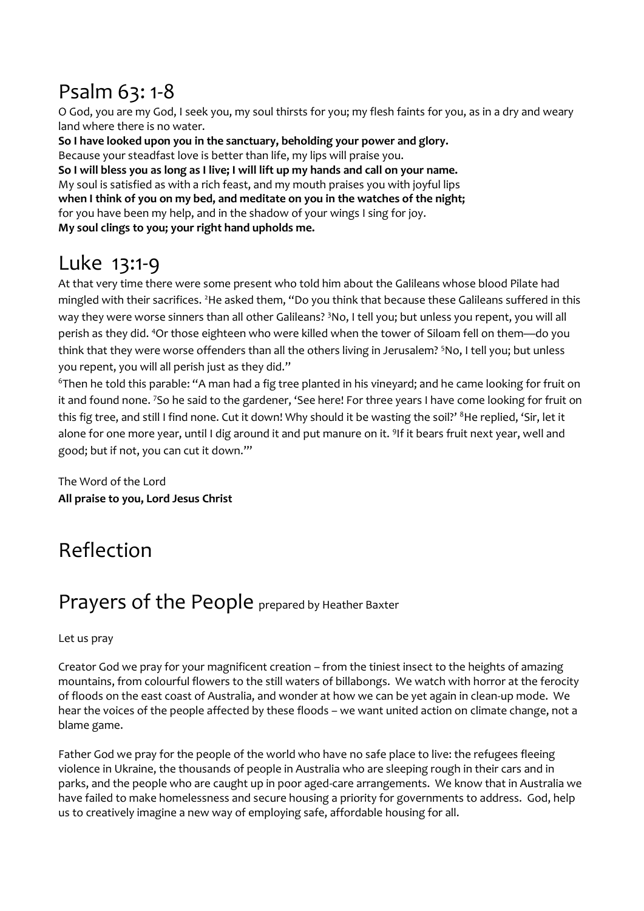## Psalm 63: 1-8

O God, you are my God, I seek you, my soul thirsts for you; my flesh faints for you, as in a dry and weary land where there is no water.
**So I have looked upon you in the sanctuary, beholding your power and glory.**
Because your steadfast love is better than life, my lips will praise you.
**So I will bless you as long as I live; I will lift up my hands and call on your name.**
My soul is satisfied as with a rich feast, and my mouth praises you with joyful lips
**when I think of you on my bed, and meditate on you in the watches of the night;**
for you have been my help, and in the shadow of your wings I sing for joy.
**My soul clings to you; your right hand upholds me.**

## Luke 13:1-9

At that very time there were some present who told him about the Galileans whose blood Pilate had mingled with their sacrifices. [2]He asked them, "Do you think that because these Galileans suffered in this way they were worse sinners than all other Galileans? [3]No, I tell you; but unless you repent, you will all perish as they did. [4]Or those eighteen who were killed when the tower of Siloam fell on them—do you think that they were worse offenders than all the others living in Jerusalem? [5]No, I tell you; but unless you repent, you will all perish just as they did."
[6]Then he told this parable: "A man had a fig tree planted in his vineyard; and he came looking for fruit on it and found none. [7]So he said to the gardener, 'See here! For three years I have come looking for fruit on this fig tree, and still I find none. Cut it down! Why should it be wasting the soil?' [8]He replied, 'Sir, let it alone for one more year, until I dig around it and put manure on it. [9]If it bears fruit next year, well and good; but if not, you can cut it down.'"

The Word of the Lord
**All praise to you, Lord Jesus Christ**

## Reflection

## Prayers of the People prepared by Heather Baxter

Let us pray

Creator God we pray for your magnificent creation – from the tiniest insect to the heights of amazing mountains, from colourful flowers to the still waters of billabongs. We watch with horror at the ferocity of floods on the east coast of Australia, and wonder at how we can be yet again in clean-up mode. We hear the voices of the people affected by these floods – we want united action on climate change, not a blame game.

Father God we pray for the people of the world who have no safe place to live: the refugees fleeing violence in Ukraine, the thousands of people in Australia who are sleeping rough in their cars and in parks, and the people who are caught up in poor aged-care arrangements. We know that in Australia we have failed to make homelessness and secure housing a priority for governments to address. God, help us to creatively imagine a new way of employing safe, affordable housing for all.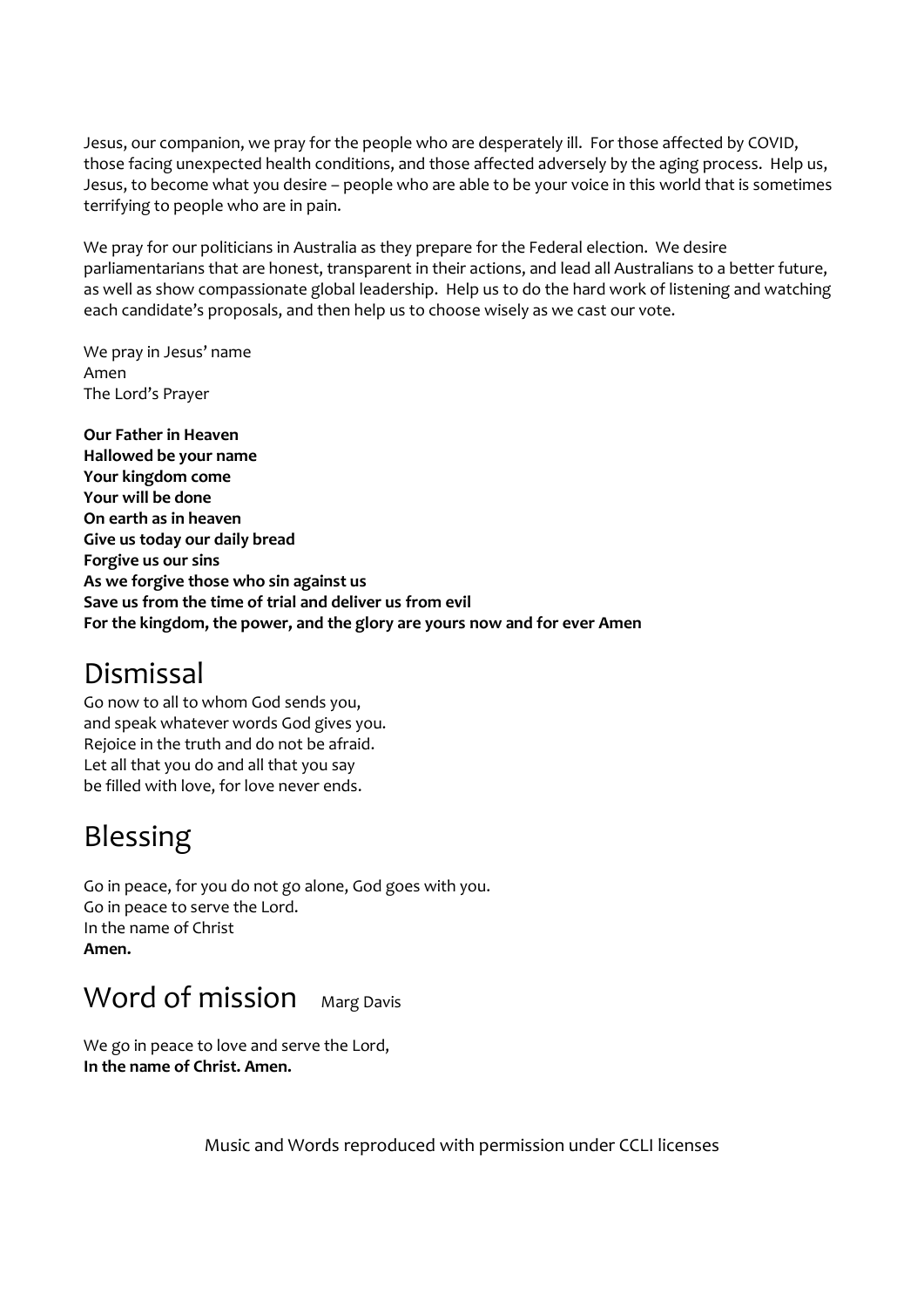Jesus, our companion, we pray for the people who are desperately ill. For those affected by COVID, those facing unexpected health conditions, and those affected adversely by the aging process. Help us, Jesus, to become what you desire – people who are able to be your voice in this world that is sometimes terrifying to people who are in pain.

We pray for our politicians in Australia as they prepare for the Federal election. We desire parliamentarians that are honest, transparent in their actions, and lead all Australians to a better future, as well as show compassionate global leadership. Help us to do the hard work of listening and watching each candidate's proposals, and then help us to choose wisely as we cast our vote.

We pray in Jesus' name
Amen
The Lord's Prayer

**Our Father in Heaven**
**Hallowed be your name**
**Your kingdom come**
**Your will be done**
**On earth as in heaven**
**Give us today our daily bread**
**Forgive us our sins**
**As we forgive those who sin against us**
**Save us from the time of trial and deliver us from evil**
**For the kingdom, the power, and the glory are yours now and for ever Amen**

# Dismissal

Go now to all to whom God sends you,
and speak whatever words God gives you.
Rejoice in the truth and do not be afraid.
Let all that you do and all that you say
be filled with love, for love never ends.

# Blessing

Go in peace, for you do not go alone, God goes with you.
Go in peace to serve the Lord.
In the name of Christ
**Amen.**

# Word of mission Marg Davis

We go in peace to love and serve the Lord,
**In the name of Christ. Amen.**

Music and Words reproduced with permission under CCLI licenses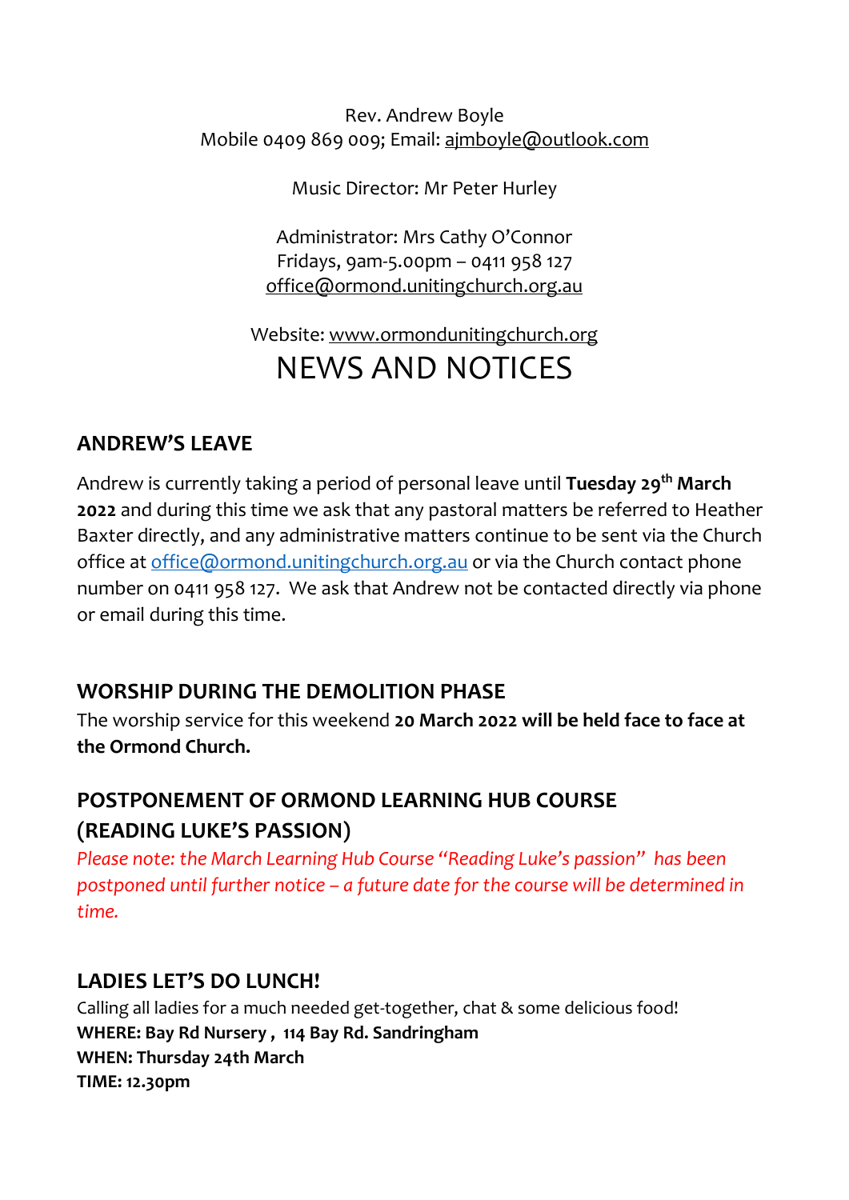Rev. Andrew Boyle
Mobile 0409 869 009; Email: ajmboyle@outlook.com

Music Director: Mr Peter Hurley

Administrator: Mrs Cathy O'Connor
Fridays, 9am-5.00pm – 0411 958 127
office@ormond.unitingchurch.org.au

Website: www.ormondunitingchurch.org

# NEWS AND NOTICES

## ANDREW'S LEAVE

Andrew is currently taking a period of personal leave until **Tuesday 29th March 2022** and during this time we ask that any pastoral matters be referred to Heather Baxter directly, and any administrative matters continue to be sent via the Church office at office@ormond.unitingchurch.org.au or via the Church contact phone number on 0411 958 127. We ask that Andrew not be contacted directly via phone or email during this time.

## WORSHIP DURING THE DEMOLITION PHASE

The worship service for this weekend **20 March 2022 will be held face to face at the Ormond Church.**

## POSTPONEMENT OF ORMOND LEARNING HUB COURSE (READING LUKE'S PASSION)

*Please note: the March Learning Hub Course "Reading Luke's passion" has been postponed until further notice – a future date for the course will be determined in time.*

## LADIES LET'S DO LUNCH!

Calling all ladies for a much needed get-together, chat & some delicious food!

**WHERE: Bay Rd Nursery , 114 Bay Rd. Sandringham**
**WHEN: Thursday 24th March**
**TIME: 12.30pm**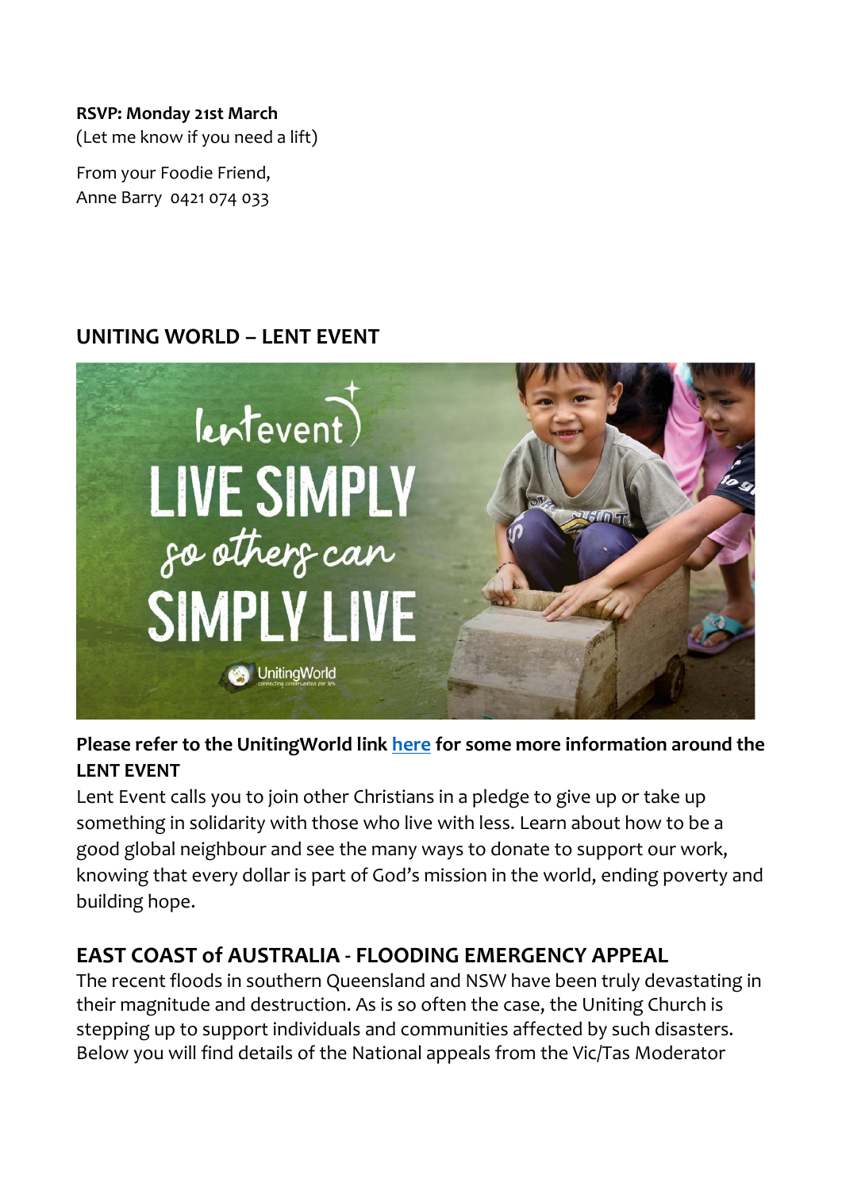**RSVP: Monday 21st March**
(Let me know if you need a lift)

From your Foodie Friend,
Anne Barry  0421 074 033

## UNITING WORLD – LENT EVENT

**Please refer to the UnitingWorld link here for some more information around the LENT EVENT**

Lent Event calls you to join other Christians in a pledge to give up or take up something in solidarity with those who live with less. Learn about how to be a good global neighbour and see the many ways to donate to support our work, knowing that every dollar is part of God's mission in the world, ending poverty and building hope.

## EAST COAST of AUSTRALIA - FLOODING EMERGENCY APPEAL

The recent floods in southern Queensland and NSW have been truly devastating in their magnitude and destruction. As is so often the case, the Uniting Church is stepping up to support individuals and communities affected by such disasters. Below you will find details of the National appeals from the Vic/Tas Moderator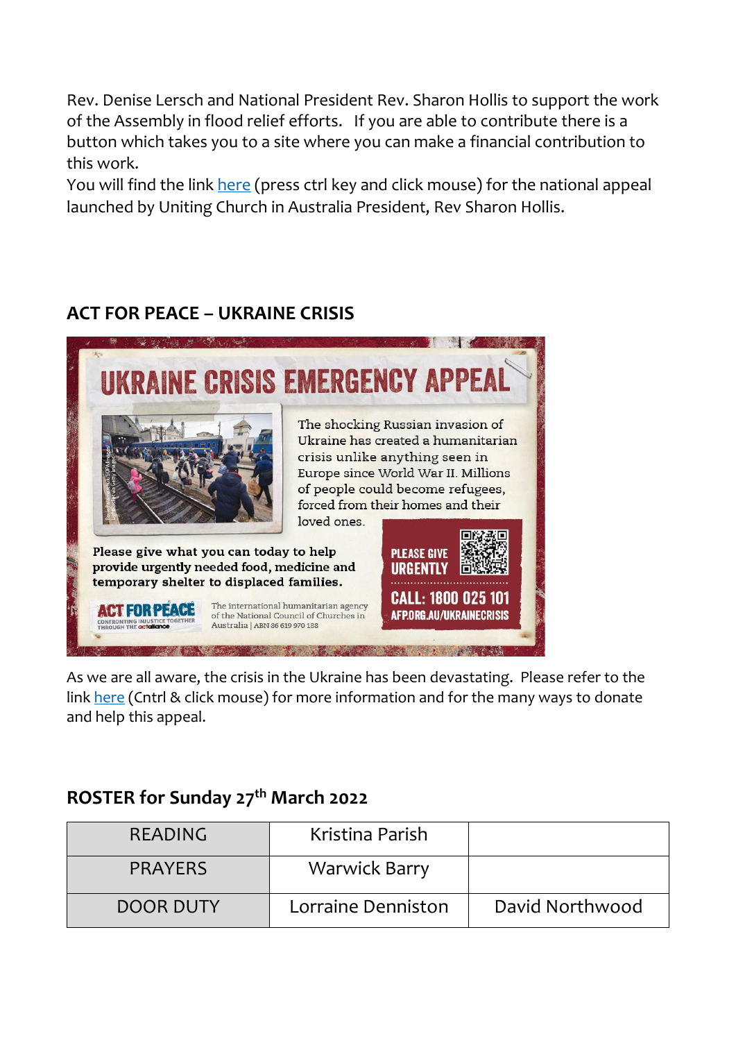Rev. Denise Lersch and National President Rev. Sharon Hollis to support the work of the Assembly in flood relief efforts. If you are able to contribute there is a button which takes you to a site where you can make a financial contribution to this work.

You will find the link here (press ctrl key and click mouse) for the national appeal launched by Uniting Church in Australia President, Rev Sharon Hollis.

## ACT FOR PEACE – UKRAINE CRISIS

**UKRAINE CRISIS EMERGENCY APPEAL**

The shocking Russian invasion of Ukraine has created a humanitarian crisis unlike anything seen in Europe since World War II. Millions of people could become refugees, forced from their homes and their loved ones.

**Please give what you can today to help provide urgently needed food, medicine and temporary shelter to displaced families.**

ACT FOR PEACE – CONFRONTING INJUSTICE TOGETHER THROUGH THE actalliance

The international humanitarian agency of the National Council of Churches in Australia | ABN 86 619 970 188

PLEASE GIVE URGENTLY

CALL: 1800 025 101

AFP.ORG.AU/UKRAINECRISIS

As we are all aware, the crisis in the Ukraine has been devastating. Please refer to the link here (Cntrl & click mouse) for more information and for the many ways to donate and help this appeal.

## ROSTER for Sunday 27th March 2022

| | | |
|---|---|---|
| READING | Kristina Parish | |
| PRAYERS | Warwick Barry | |
| DOOR DUTY | Lorraine Denniston | David Northwood |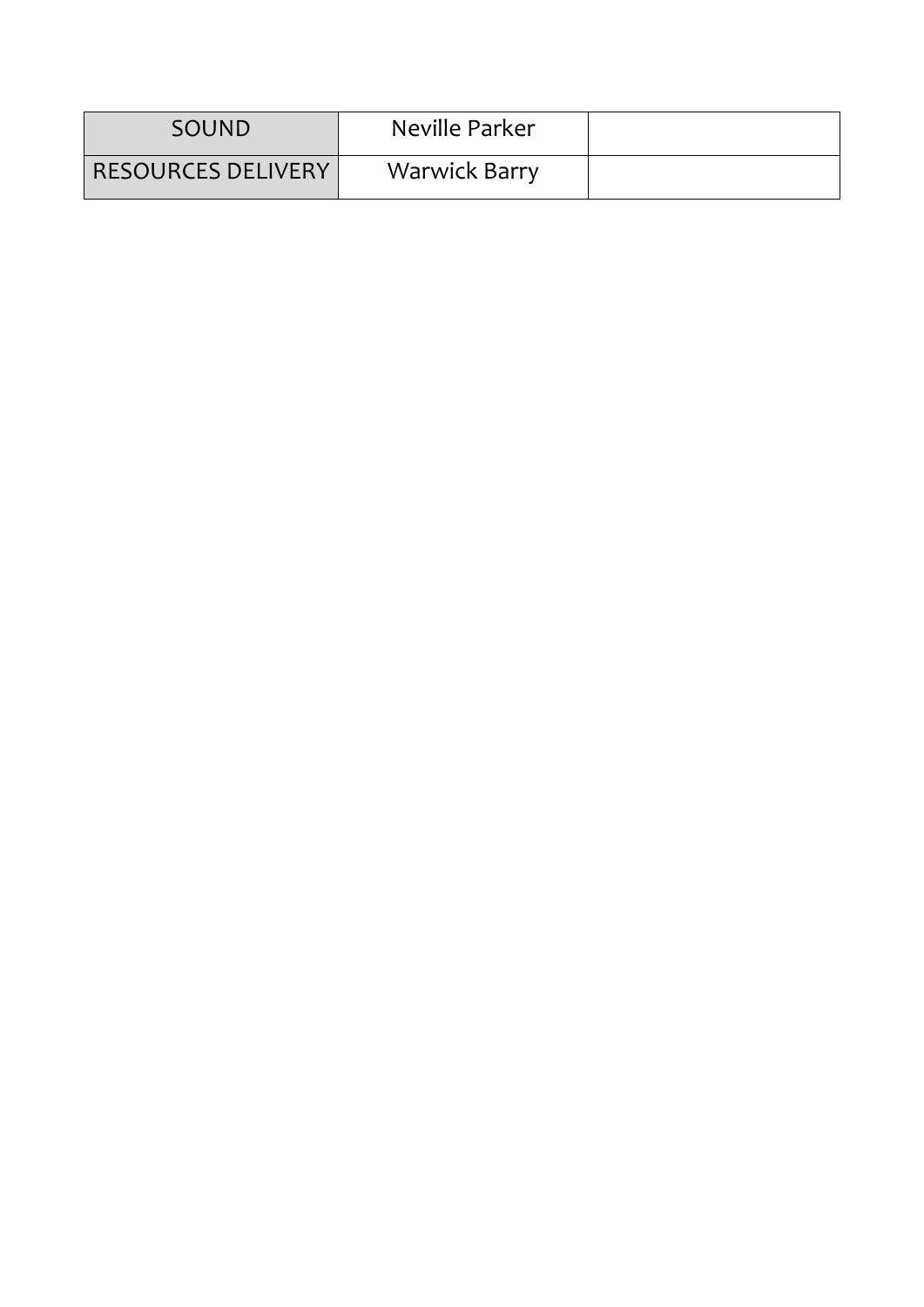| | | |
|---|---|---|
| SOUND | Neville Parker | |
| RESOURCES DELIVERY | Warwick Barry | |